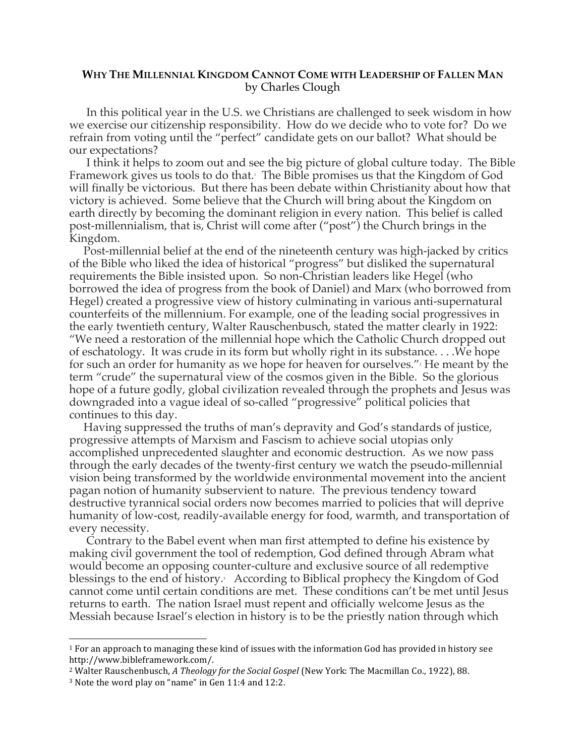**WHY THE MILLENNIAL KINGDOM CANNOT COME WITH LEADERSHIP OF FALLEN MAN**
by Charles Clough

In this political year in the U.S. we Christians are challenged to seek wisdom in how we exercise our citizenship responsibility. How do we decide who to vote for? Do we refrain from voting until the "perfect" candidate gets on our ballot? What should be our expectations?

I think it helps to zoom out and see the big picture of global culture today. The Bible Framework gives us tools to do that.[1] The Bible promises us that the Kingdom of God will finally be victorious. But there has been debate within Christianity about how that victory is achieved. Some believe that the Church will bring about the Kingdom on earth directly by becoming the dominant religion in every nation. This belief is called post-millennialism, that is, Christ will come after ("post") the Church brings in the Kingdom.

Post-millennial belief at the end of the nineteenth century was high-jacked by critics of the Bible who liked the idea of historical "progress" but disliked the supernatural requirements the Bible insisted upon. So non-Christian leaders like Hegel (who borrowed the idea of progress from the book of Daniel) and Marx (who borrowed from Hegel) created a progressive view of history culminating in various anti-supernatural counterfeits of the millennium. For example, one of the leading social progressives in the early twentieth century, Walter Rauschenbusch, stated the matter clearly in 1922: "We need a restoration of the millennial hope which the Catholic Church dropped out of eschatology. It was crude in its form but wholly right in its substance. . . .We hope for such an order for humanity as we hope for heaven for ourselves."[2] He meant by the term "crude" the supernatural view of the cosmos given in the Bible. So the glorious hope of a future godly, global civilization revealed through the prophets and Jesus was downgraded into a vague ideal of so-called "progressive" political policies that continues to this day.

Having suppressed the truths of man's depravity and God's standards of justice, progressive attempts of Marxism and Fascism to achieve social utopias only accomplished unprecedented slaughter and economic destruction. As we now pass through the early decades of the twenty-first century we watch the pseudo-millennial vision being transformed by the worldwide environmental movement into the ancient pagan notion of humanity subservient to nature. The previous tendency toward destructive tyrannical social orders now becomes married to policies that will deprive humanity of low-cost, readily-available energy for food, warmth, and transportation of every necessity.

Contrary to the Babel event when man first attempted to define his existence by making civil government the tool of redemption, God defined through Abram what would become an opposing counter-culture and exclusive source of all redemptive blessings to the end of history.[3] According to Biblical prophecy the Kingdom of God cannot come until certain conditions are met. These conditions can't be met until Jesus returns to earth. The nation Israel must repent and officially welcome Jesus as the Messiah because Israel's election in history is to be the priestly nation through which

---

[1] For an approach to managing these kind of issues with the information God has provided in history see http://www.bibleframework.com/.

[2] Walter Rauschenbusch, *A Theology for the Social Gospel* (New York: The Macmillan Co., 1922), 88.

[3] Note the word play on "name" in Gen 11:4 and 12:2.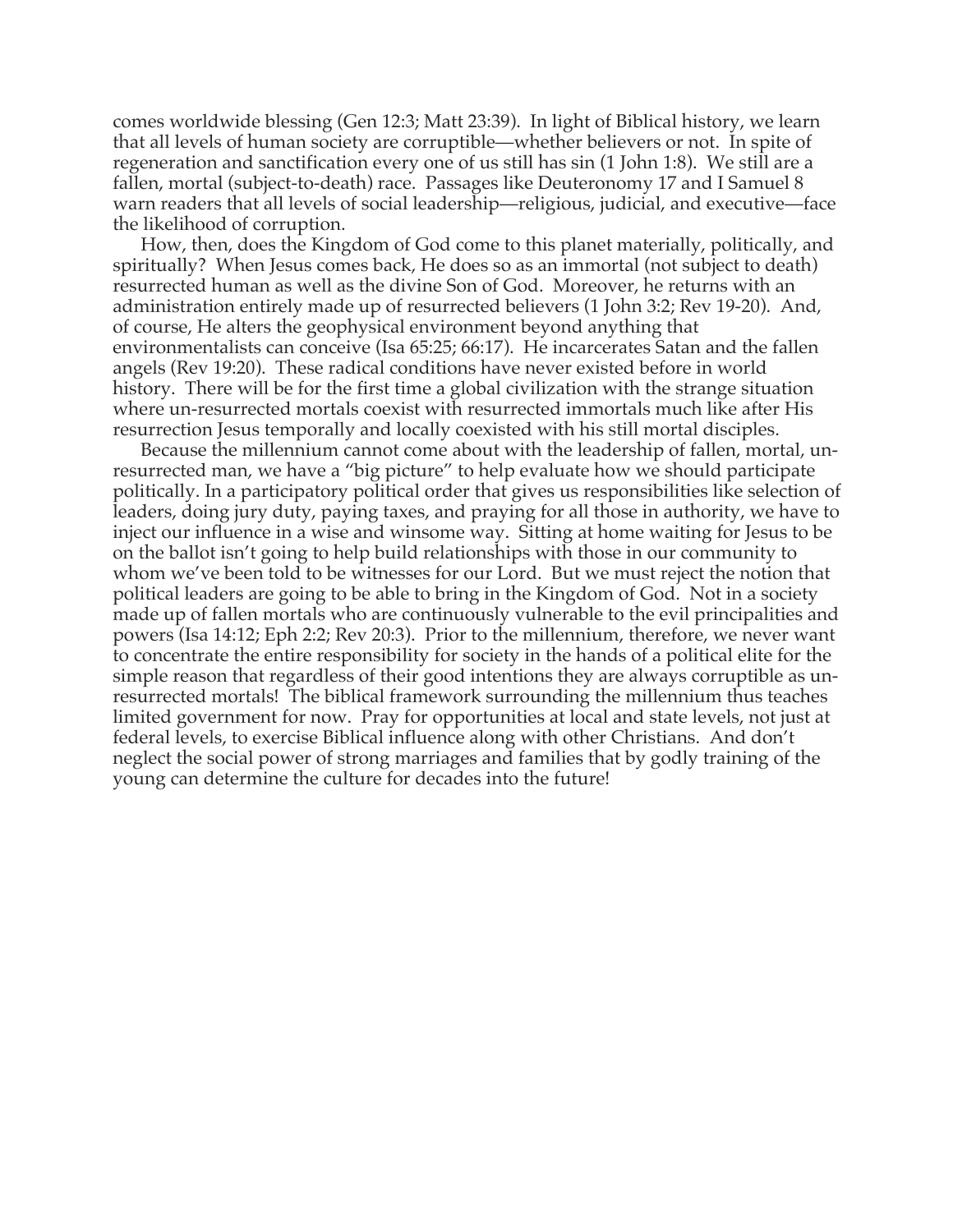comes worldwide blessing (Gen 12:3; Matt 23:39). In light of Biblical history, we learn that all levels of human society are corruptible—whether believers or not. In spite of regeneration and sanctification every one of us still has sin (1 John 1:8). We still are a fallen, mortal (subject-to-death) race. Passages like Deuteronomy 17 and I Samuel 8 warn readers that all levels of social leadership—religious, judicial, and executive—face the likelihood of corruption.

How, then, does the Kingdom of God come to this planet materially, politically, and spiritually? When Jesus comes back, He does so as an immortal (not subject to death) resurrected human as well as the divine Son of God. Moreover, he returns with an administration entirely made up of resurrected believers (1 John 3:2; Rev 19-20). And, of course, He alters the geophysical environment beyond anything that environmentalists can conceive (Isa 65:25; 66:17). He incarcerates Satan and the fallen angels (Rev 19:20). These radical conditions have never existed before in world history. There will be for the first time a global civilization with the strange situation where un-resurrected mortals coexist with resurrected immortals much like after His resurrection Jesus temporally and locally coexisted with his still mortal disciples.

Because the millennium cannot come about with the leadership of fallen, mortal, un-resurrected man, we have a "big picture" to help evaluate how we should participate politically. In a participatory political order that gives us responsibilities like selection of leaders, doing jury duty, paying taxes, and praying for all those in authority, we have to inject our influence in a wise and winsome way. Sitting at home waiting for Jesus to be on the ballot isn't going to help build relationships with those in our community to whom we've been told to be witnesses for our Lord. But we must reject the notion that political leaders are going to be able to bring in the Kingdom of God. Not in a society made up of fallen mortals who are continuously vulnerable to the evil principalities and powers (Isa 14:12; Eph 2:2; Rev 20:3). Prior to the millennium, therefore, we never want to concentrate the entire responsibility for society in the hands of a political elite for the simple reason that regardless of their good intentions they are always corruptible as un-resurrected mortals! The biblical framework surrounding the millennium thus teaches limited government for now. Pray for opportunities at local and state levels, not just at federal levels, to exercise Biblical influence along with other Christians. And don't neglect the social power of strong marriages and families that by godly training of the young can determine the culture for decades into the future!